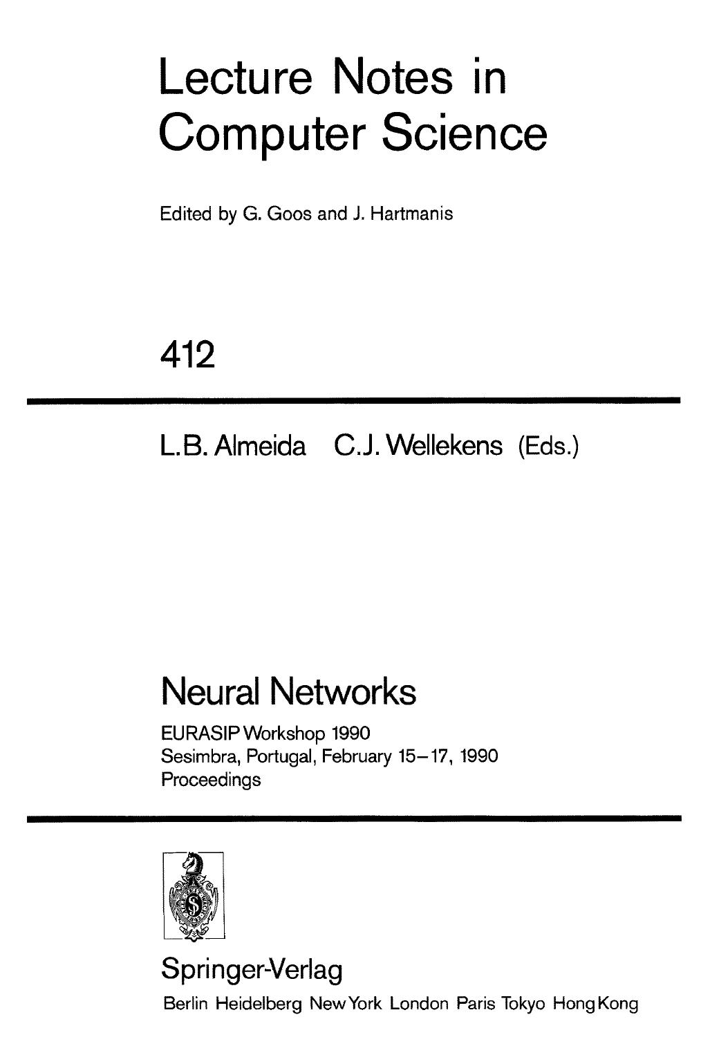# Lecture Notes in Computer Science

Edited by G. Goos and J. Hartmanis

## 412

L.B. Almeida C.J. Wellekens (Eds.)

# Neural Networks

EURASIP Workshop 1990
Sesimbra, Portugal, February 15–17, 1990
Proceedings

Springer-Verlag

Berlin Heidelberg New York London Paris Tokyo Hong Kong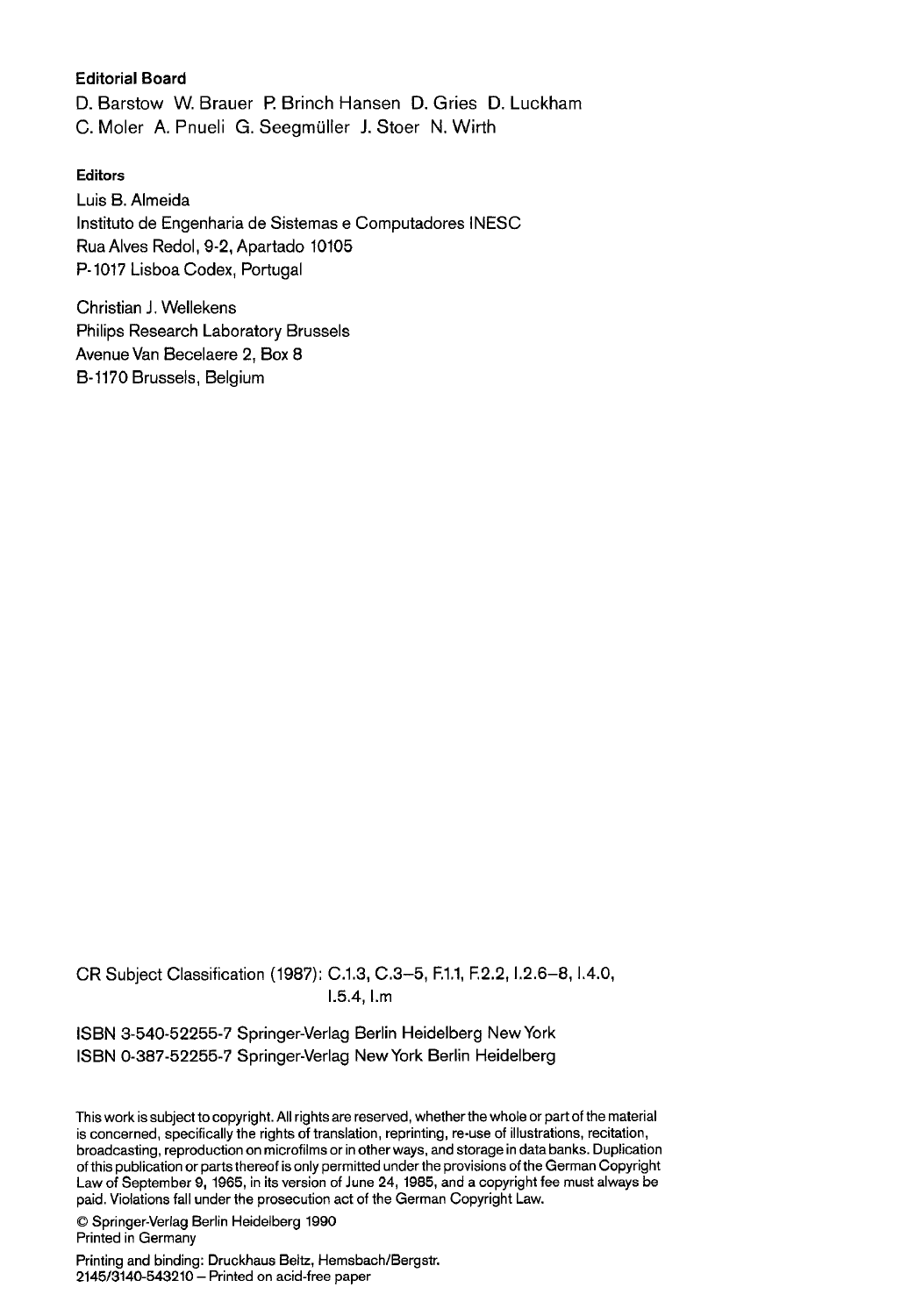**Editorial Board**

D. Barstow W. Brauer P. Brinch Hansen D. Gries D. Luckham
C. Moler A. Pnueli G. Seegmüller J. Stoer N. Wirth

**Editors**

Luis B. Almeida
Instituto de Engenharia de Sistemas e Computadores INESC
Rua Alves Redol, 9-2, Apartado 10105
P-1017 Lisboa Codex, Portugal

Christian J. Wellekens
Philips Research Laboratory Brussels
Avenue Van Becelaere 2, Box 8
B-1170 Brussels, Belgium

CR Subject Classification (1987): C.1.3, C.3–5, F.1.1, F.2.2, I.2.6–8, I.4.0, I.5.4, I.m

ISBN 3-540-52255-7 Springer-Verlag Berlin Heidelberg New York
ISBN 0-387-52255-7 Springer-Verlag New York Berlin Heidelberg

This work is subject to copyright. All rights are reserved, whether the whole or part of the material is concerned, specifically the rights of translation, reprinting, re-use of illustrations, recitation, broadcasting, reproduction on microfilms or in other ways, and storage in data banks. Duplication of this publication or parts thereof is only permitted under the provisions of the German Copyright Law of September 9, 1965, in its version of June 24, 1985, and a copyright fee must always be paid. Violations fall under the prosecution act of the German Copyright Law.

© Springer-Verlag Berlin Heidelberg 1990
Printed in Germany

Printing and binding: Druckhaus Beltz, Hemsbach/Bergstr.
2145/3140-543210 – Printed on acid-free paper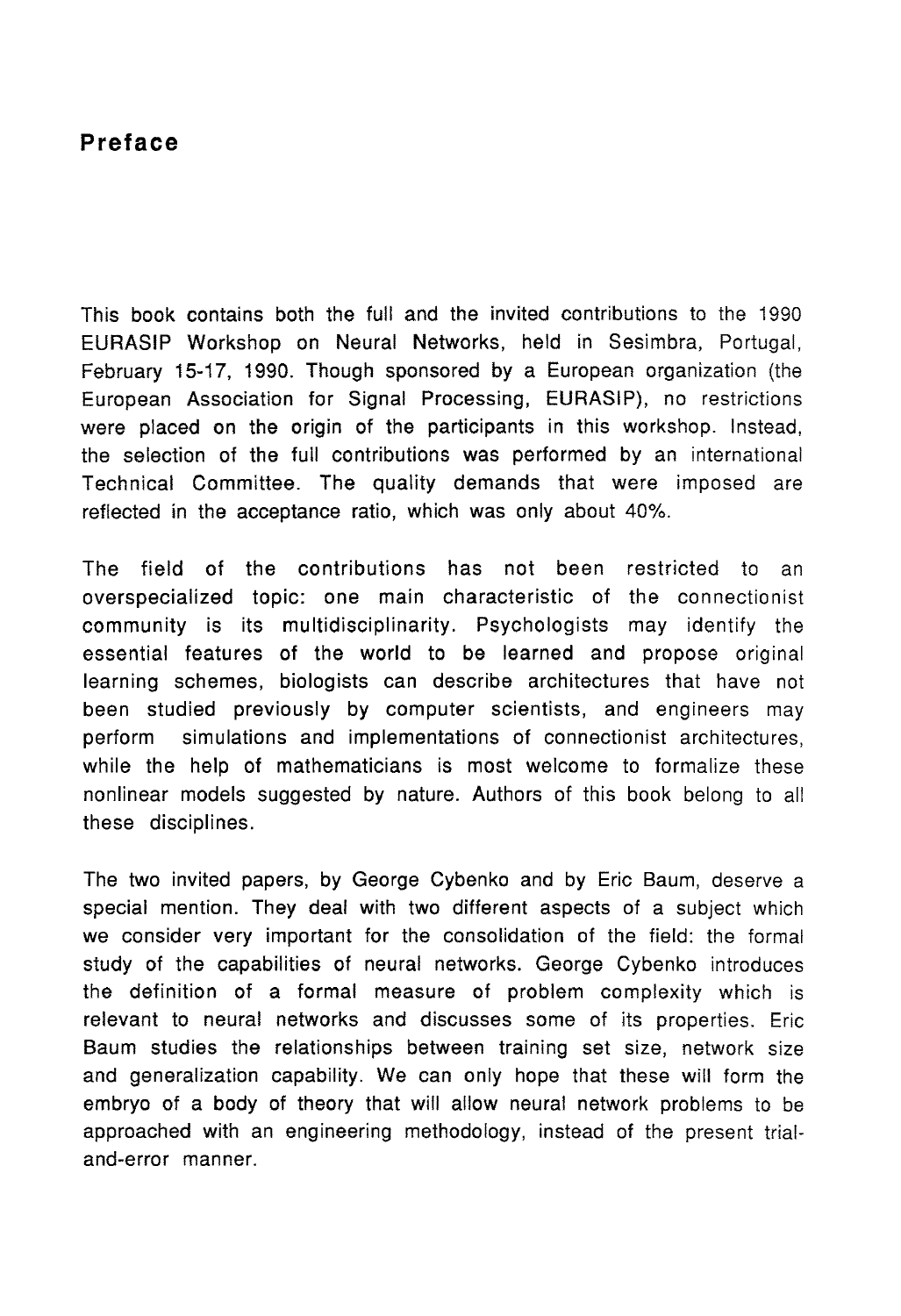# Preface

This book contains both the full and the invited contributions to the 1990 EURASIP Workshop on Neural Networks, held in Sesimbra, Portugal, February 15-17, 1990. Though sponsored by a European organization (the European Association for Signal Processing, EURASIP), no restrictions were placed on the origin of the participants in this workshop. Instead, the selection of the full contributions was performed by an international Technical Committee. The quality demands that were imposed are reflected in the acceptance ratio, which was only about 40%.

The field of the contributions has not been restricted to an overspecialized topic: one main characteristic of the connectionist community is its multidisciplinarity. Psychologists may identify the essential features of the world to be learned and propose original learning schemes, biologists can describe architectures that have not been studied previously by computer scientists, and engineers may perform simulations and implementations of connectionist architectures, while the help of mathematicians is most welcome to formalize these nonlinear models suggested by nature. Authors of this book belong to all these disciplines.

The two invited papers, by George Cybenko and by Eric Baum, deserve a special mention. They deal with two different aspects of a subject which we consider very important for the consolidation of the field: the formal study of the capabilities of neural networks. George Cybenko introduces the definition of a formal measure of problem complexity which is relevant to neural networks and discusses some of its properties. Eric Baum studies the relationships between training set size, network size and generalization capability. We can only hope that these will form the embryo of a body of theory that will allow neural network problems to be approached with an engineering methodology, instead of the present trial-and-error manner.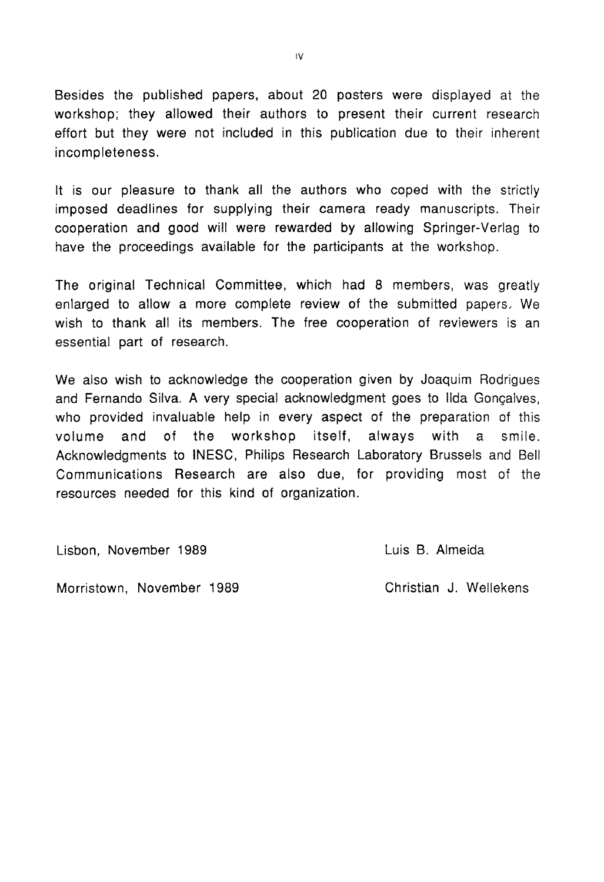Besides the published papers, about 20 posters were displayed at the workshop; they allowed their authors to present their current research effort but they were not included in this publication due to their inherent incompleteness.

It is our pleasure to thank all the authors who coped with the strictly imposed deadlines for supplying their camera ready manuscripts. Their cooperation and good will were rewarded by allowing Springer-Verlag to have the proceedings available for the participants at the workshop.

The original Technical Committee, which had 8 members, was greatly enlarged to allow a more complete review of the submitted papers. We wish to thank all its members. The free cooperation of reviewers is an essential part of research.

We also wish to acknowledge the cooperation given by Joaquim Rodrigues and Fernando Silva. A very special acknowledgment goes to Ilda Gonçalves, who provided invaluable help in every aspect of the preparation of this volume and of the workshop itself, always with a smile. Acknowledgments to INESC, Philips Research Laboratory Brussels and Bell Communications Research are also due, for providing most of the resources needed for this kind of organization.

Lisbon, November 1989 — Luis B. Almeida

Morristown, November 1989 — Christian J. Wellekens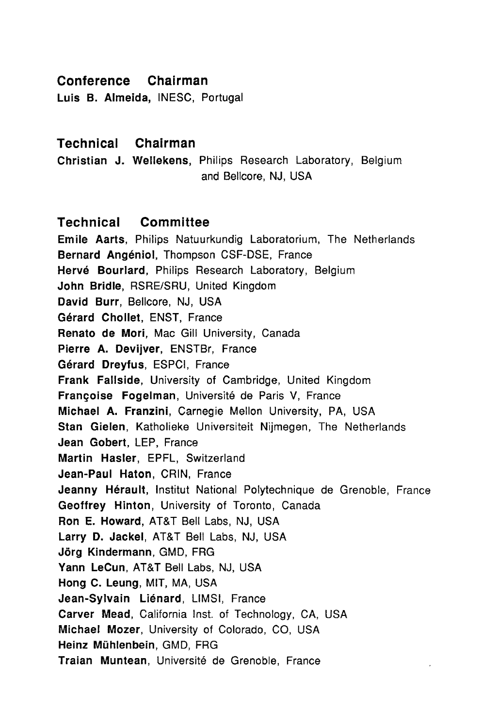## Conference Chairman

**Luis B. Almeida,** INESC, Portugal

## Technical Chairman

**Christian J. Wellekens,** Philips Research Laboratory, Belgium and Bellcore, NJ, USA

## Technical Committee

**Emile Aarts,** Philips Natuurkundig Laboratorium, The Netherlands
**Bernard Angéniol,** Thompson CSF-DSE, France
**Hervé Bourlard,** Philips Research Laboratory, Belgium
**John Bridle,** RSRE/SRU, United Kingdom
**David Burr,** Bellcore, NJ, USA
**Gérard Chollet,** ENST, France
**Renato de Mori,** Mac Gill University, Canada
**Pierre A. Devijver,** ENSTBr, France
**Gérard Dreyfus,** ESPCI, France
**Frank Fallside,** University of Cambridge, United Kingdom
**Françoise Fogelman,** Université de Paris V, France
**Michael A. Franzini,** Carnegie Mellon University, PA, USA
**Stan Gielen,** Katholieke Universiteit Nijmegen, The Netherlands
**Jean Gobert,** LEP, France
**Martin Hasler,** EPFL, Switzerland
**Jean-Paul Haton,** CRIN, France
**Jeanny Hérault,** Institut National Polytechnique de Grenoble, France
**Geoffrey Hinton,** University of Toronto, Canada
**Ron E. Howard,** AT&T Bell Labs, NJ, USA
**Larry D. Jackel,** AT&T Bell Labs, NJ, USA
**Jörg Kindermann,** GMD, FRG
**Yann LeCun,** AT&T Bell Labs, NJ, USA
**Hong C. Leung,** MIT, MA, USA
**Jean-Sylvain Liénard,** LIMSI, France
**Carver Mead,** California Inst. of Technology, CA, USA
**Michael Mozer,** University of Colorado, CO, USA
**Heinz Mühlenbein,** GMD, FRG
**Traian Muntean,** Université de Grenoble, France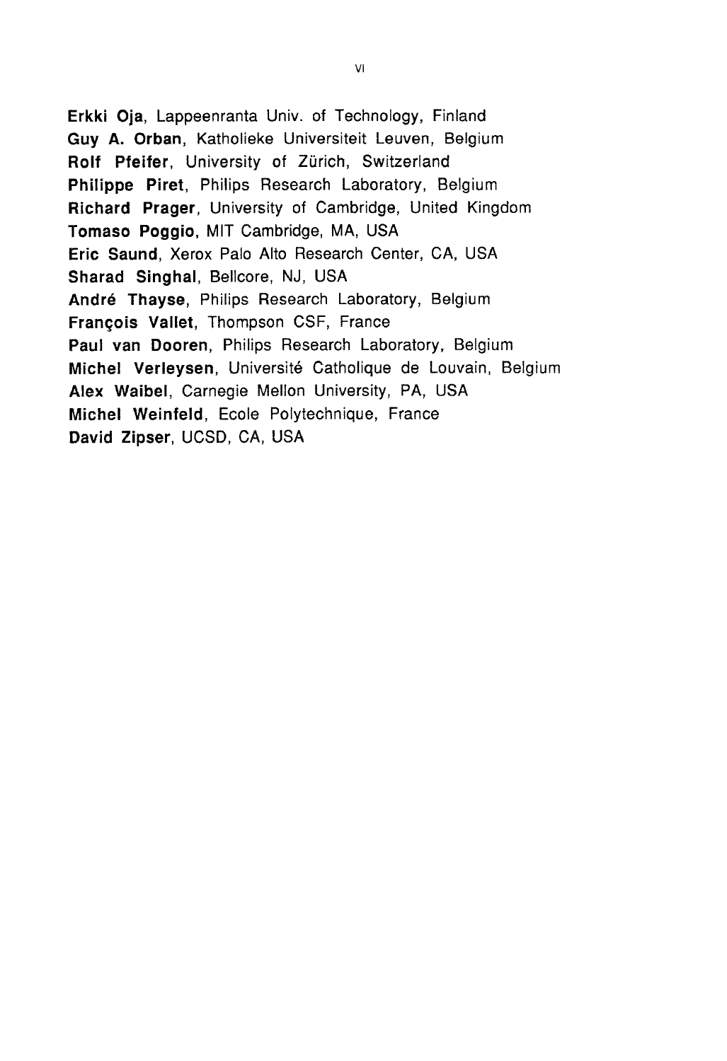**Erkki Oja**, Lappeenranta Univ. of Technology, Finland
**Guy A. Orban**, Katholieke Universiteit Leuven, Belgium
**Rolf Pfeifer**, University of Zürich, Switzerland
**Philippe Piret**, Philips Research Laboratory, Belgium
**Richard Prager**, University of Cambridge, United Kingdom
**Tomaso Poggio**, MIT Cambridge, MA, USA
**Eric Saund**, Xerox Palo Alto Research Center, CA, USA
**Sharad Singhal**, Bellcore, NJ, USA
**André Thayse**, Philips Research Laboratory, Belgium
**François Vallet**, Thompson CSF, France
**Paul van Dooren**, Philips Research Laboratory, Belgium
**Michel Verleysen**, Université Catholique de Louvain, Belgium
**Alex Waibel**, Carnegie Mellon University, PA, USA
**Michel Weinfeld**, Ecole Polytechnique, France
**David Zipser**, UCSD, CA, USA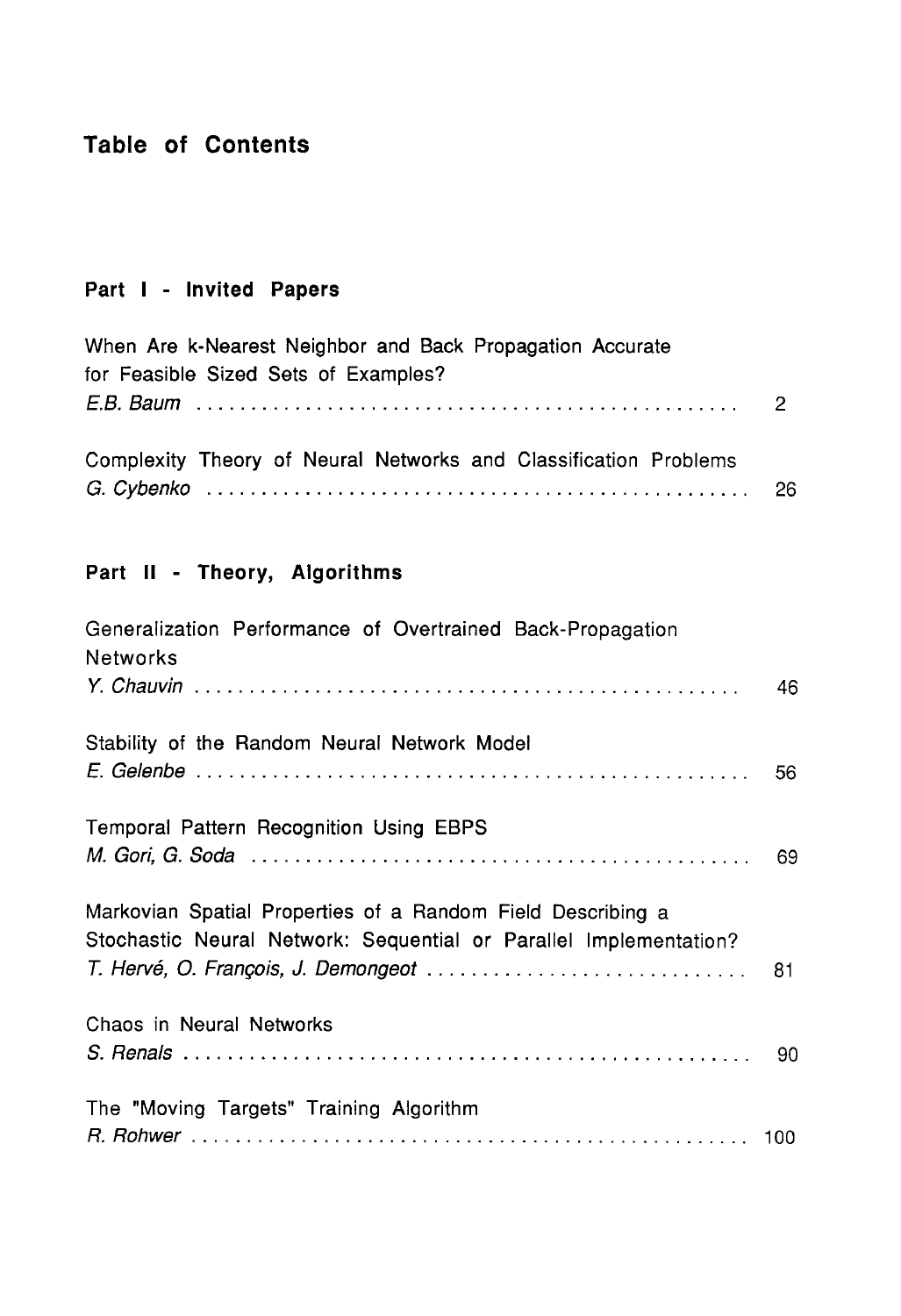# Table of Contents

## Part I - Invited Papers

When Are k-Nearest Neighbor and Back Propagation Accurate for Feasible Sized Sets of Examples?
*E.B. Baum* ........................................ 2

Complexity Theory of Neural Networks and Classification Problems
*G. Cybenko* ........................................ 26

## Part II - Theory, Algorithms

Generalization Performance of Overtrained Back-Propagation Networks
*Y. Chauvin* ........................................ 46

Stability of the Random Neural Network Model
*E. Gelenbe* ........................................ 56

Temporal Pattern Recognition Using EBPS
*M. Gori, G. Soda* ........................................ 69

Markovian Spatial Properties of a Random Field Describing a Stochastic Neural Network: Sequential or Parallel Implementation?
*T. Hervé, O. François, J. Demongeot* ........................................ 81

Chaos in Neural Networks
*S. Renals* ........................................ 90

The "Moving Targets" Training Algorithm
*R. Rohwer* ........................................ 100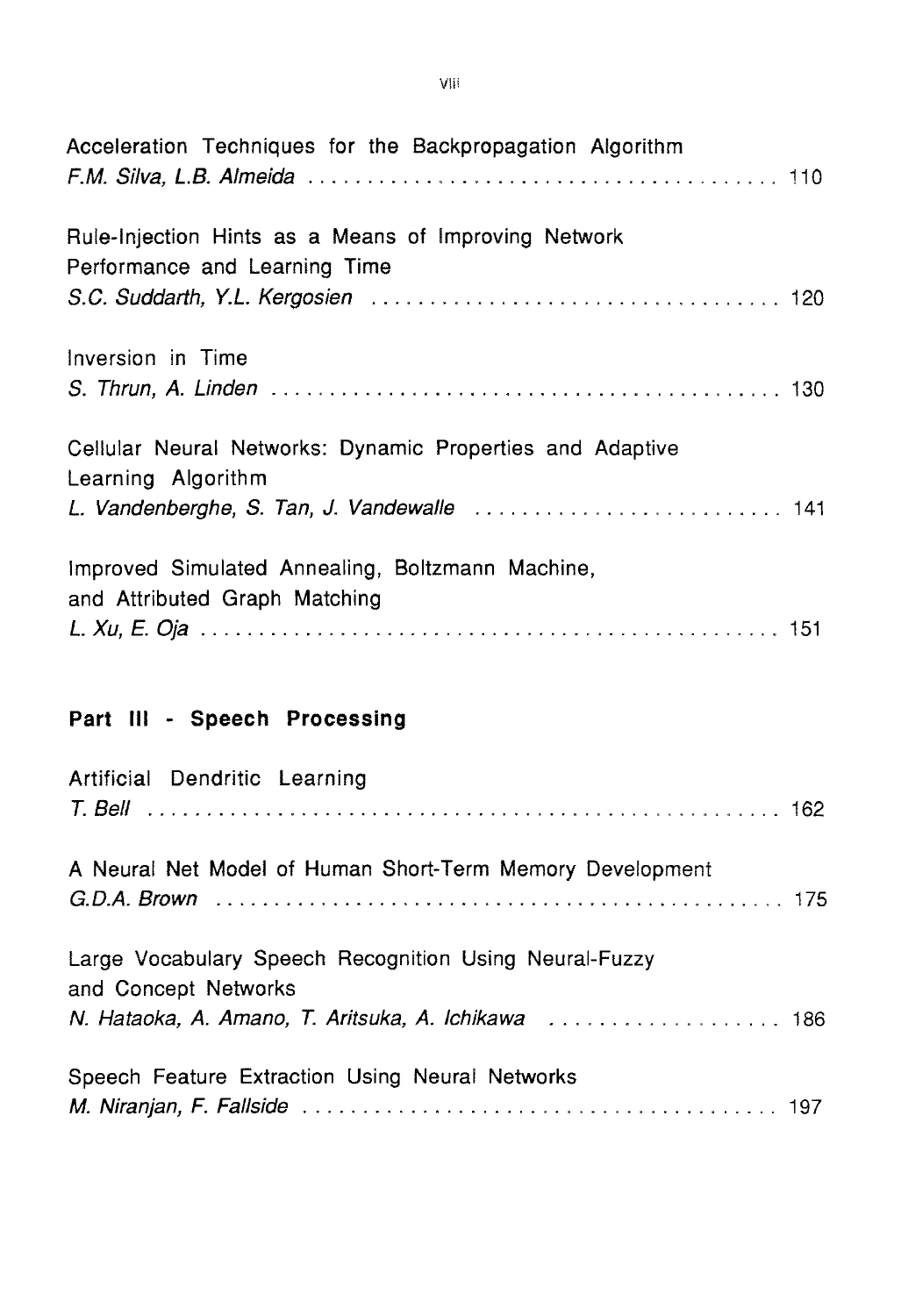Acceleration Techniques for the Backpropagation Algorithm
*F.M. Silva, L.B. Almeida* . . . . . . . . . . . . . . . . . . . . . . . . . . . . . . . . . . . . . . . . 110

Rule-Injection Hints as a Means of Improving Network Performance and Learning Time
*S.C. Suddarth, Y.L. Kergosien* . . . . . . . . . . . . . . . . . . . . . . . . . . . . . . . . . . . 120

Inversion in Time
*S. Thrun, A. Linden* . . . . . . . . . . . . . . . . . . . . . . . . . . . . . . . . . . . . . . . . . . . 130

Cellular Neural Networks: Dynamic Properties and Adaptive Learning Algorithm
*L. Vandenberghe, S. Tan, J. Vandewalle* . . . . . . . . . . . . . . . . . . . . . . . . . . 141

Improved Simulated Annealing, Boltzmann Machine, and Attributed Graph Matching
*L. Xu, E. Oja* . . . . . . . . . . . . . . . . . . . . . . . . . . . . . . . . . . . . . . . . . . . . . . . . 151

## Part III - Speech Processing

Artificial Dendritic Learning
*T. Bell* . . . . . . . . . . . . . . . . . . . . . . . . . . . . . . . . . . . . . . . . . . . . . . . . . . . . 162

A Neural Net Model of Human Short-Term Memory Development
*G.D.A. Brown* . . . . . . . . . . . . . . . . . . . . . . . . . . . . . . . . . . . . . . . . . . . . . . . 175

Large Vocabulary Speech Recognition Using Neural-Fuzzy and Concept Networks
*N. Hataoka, A. Amano, T. Aritsuka, A. Ichikawa* . . . . . . . . . . . . . . . . . . . 186

Speech Feature Extraction Using Neural Networks
*M. Niranjan, F. Fallside* . . . . . . . . . . . . . . . . . . . . . . . . . . . . . . . . . . . . . . . . 197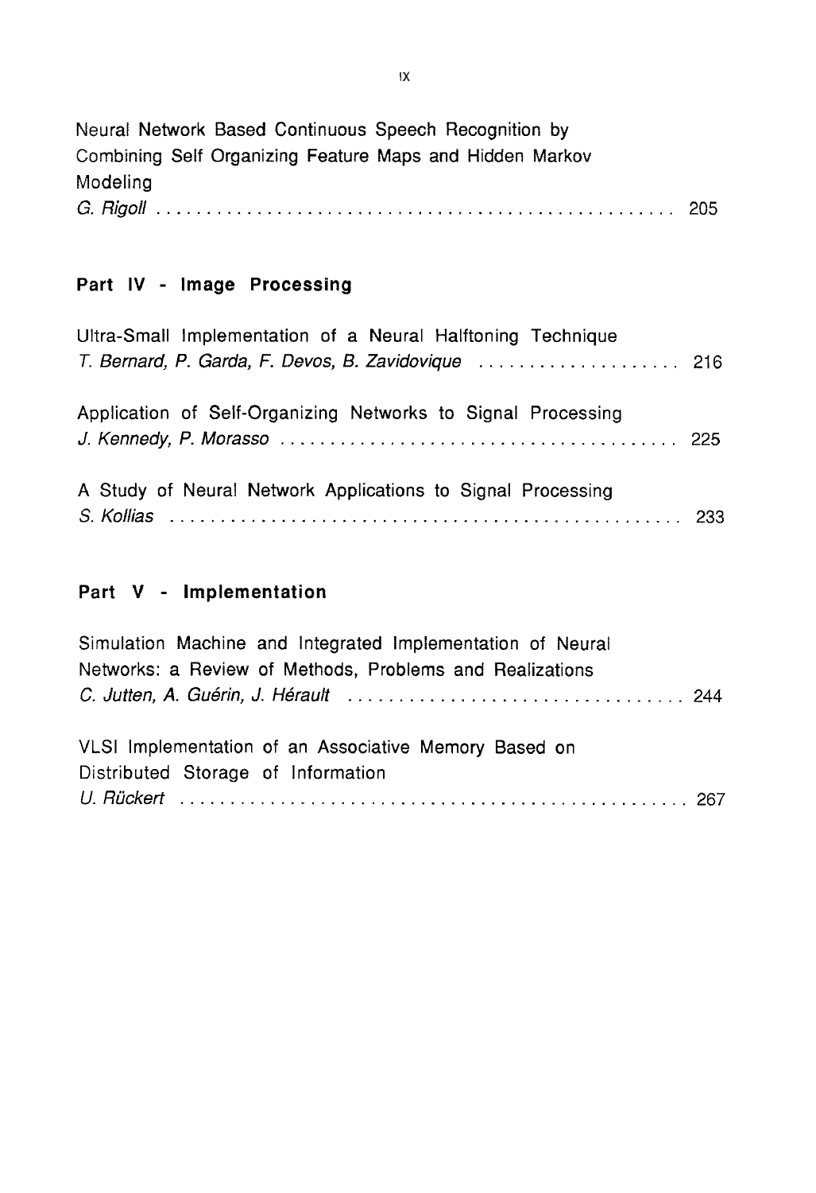Neural Network Based Continuous Speech Recognition by Combining Self Organizing Feature Maps and Hidden Markov Modeling
*G. Rigoll* . . . . . . . . . . . . . . . . . . . . . . . . . . . . . . . . . . . . . . . . . . . . . . . . . 205

## Part IV - Image Processing

Ultra-Small Implementation of a Neural Halftoning Technique
*T. Bernard, P. Garda, F. Devos, B. Zavidovique* . . . . . . . . . . . . . . . . . . . . 216

Application of Self-Organizing Networks to Signal Processing
*J. Kennedy, P. Morasso* . . . . . . . . . . . . . . . . . . . . . . . . . . . . . . . . . . . . . . . 225

A Study of Neural Network Applications to Signal Processing
*S. Kollias* . . . . . . . . . . . . . . . . . . . . . . . . . . . . . . . . . . . . . . . . . . . . . . . . . . 233

## Part V - Implementation

Simulation Machine and Integrated Implementation of Neural Networks: a Review of Methods, Problems and Realizations
*C. Jutten, A. Guérin, J. Hérault* . . . . . . . . . . . . . . . . . . . . . . . . . . . . . . . . 244

VLSI Implementation of an Associative Memory Based on Distributed Storage of Information
*U. Rückert* . . . . . . . . . . . . . . . . . . . . . . . . . . . . . . . . . . . . . . . . . . . . . . . . . 267